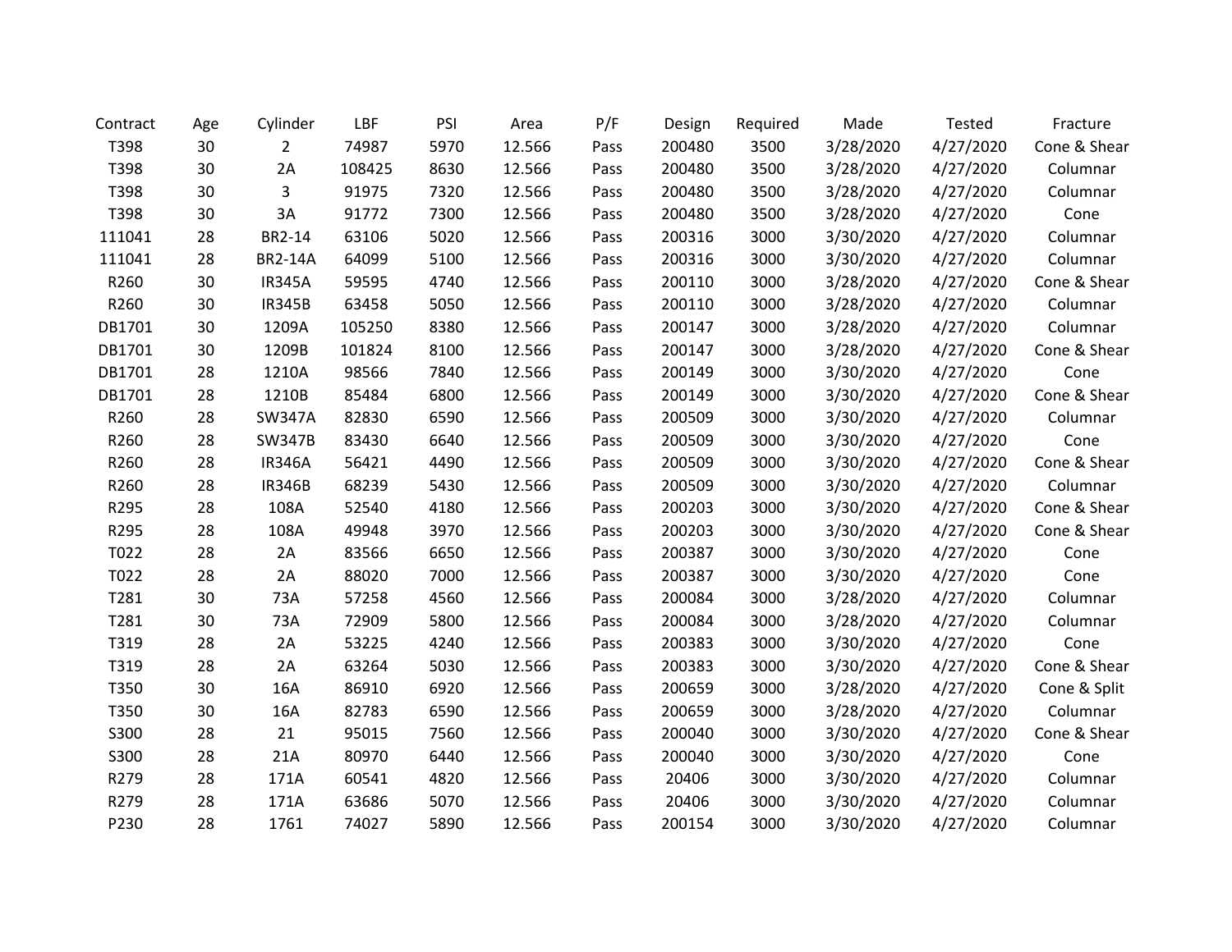| Contract | Age | Cylinder | LBF | PSI | Area | P/F | Design | Required | Made | Tested | Fracture |
|---|---|---|---|---|---|---|---|---|---|---|---|
| T398 | 30 | 2 | 74987 | 5970 | 12.566 | Pass | 200480 | 3500 | 3/28/2020 | 4/27/2020 | Cone & Shear |
| T398 | 30 | 2A | 108425 | 8630 | 12.566 | Pass | 200480 | 3500 | 3/28/2020 | 4/27/2020 | Columnar |
| T398 | 30 | 3 | 91975 | 7320 | 12.566 | Pass | 200480 | 3500 | 3/28/2020 | 4/27/2020 | Columnar |
| T398 | 30 | 3A | 91772 | 7300 | 12.566 | Pass | 200480 | 3500 | 3/28/2020 | 4/27/2020 | Cone |
| 111041 | 28 | BR2-14 | 63106 | 5020 | 12.566 | Pass | 200316 | 3000 | 3/30/2020 | 4/27/2020 | Columnar |
| 111041 | 28 | BR2-14A | 64099 | 5100 | 12.566 | Pass | 200316 | 3000 | 3/30/2020 | 4/27/2020 | Columnar |
| R260 | 30 | IR345A | 59595 | 4740 | 12.566 | Pass | 200110 | 3000 | 3/28/2020 | 4/27/2020 | Cone & Shear |
| R260 | 30 | IR345B | 63458 | 5050 | 12.566 | Pass | 200110 | 3000 | 3/28/2020 | 4/27/2020 | Columnar |
| DB1701 | 30 | 1209A | 105250 | 8380 | 12.566 | Pass | 200147 | 3000 | 3/28/2020 | 4/27/2020 | Columnar |
| DB1701 | 30 | 1209B | 101824 | 8100 | 12.566 | Pass | 200147 | 3000 | 3/28/2020 | 4/27/2020 | Cone & Shear |
| DB1701 | 28 | 1210A | 98566 | 7840 | 12.566 | Pass | 200149 | 3000 | 3/30/2020 | 4/27/2020 | Cone |
| DB1701 | 28 | 1210B | 85484 | 6800 | 12.566 | Pass | 200149 | 3000 | 3/30/2020 | 4/27/2020 | Cone & Shear |
| R260 | 28 | SW347A | 82830 | 6590 | 12.566 | Pass | 200509 | 3000 | 3/30/2020 | 4/27/2020 | Columnar |
| R260 | 28 | SW347B | 83430 | 6640 | 12.566 | Pass | 200509 | 3000 | 3/30/2020 | 4/27/2020 | Cone |
| R260 | 28 | IR346A | 56421 | 4490 | 12.566 | Pass | 200509 | 3000 | 3/30/2020 | 4/27/2020 | Cone & Shear |
| R260 | 28 | IR346B | 68239 | 5430 | 12.566 | Pass | 200509 | 3000 | 3/30/2020 | 4/27/2020 | Columnar |
| R295 | 28 | 108A | 52540 | 4180 | 12.566 | Pass | 200203 | 3000 | 3/30/2020 | 4/27/2020 | Cone & Shear |
| R295 | 28 | 108A | 49948 | 3970 | 12.566 | Pass | 200203 | 3000 | 3/30/2020 | 4/27/2020 | Cone & Shear |
| T022 | 28 | 2A | 83566 | 6650 | 12.566 | Pass | 200387 | 3000 | 3/30/2020 | 4/27/2020 | Cone |
| T022 | 28 | 2A | 88020 | 7000 | 12.566 | Pass | 200387 | 3000 | 3/30/2020 | 4/27/2020 | Cone |
| T281 | 30 | 73A | 57258 | 4560 | 12.566 | Pass | 200084 | 3000 | 3/28/2020 | 4/27/2020 | Columnar |
| T281 | 30 | 73A | 72909 | 5800 | 12.566 | Pass | 200084 | 3000 | 3/28/2020 | 4/27/2020 | Columnar |
| T319 | 28 | 2A | 53225 | 4240 | 12.566 | Pass | 200383 | 3000 | 3/30/2020 | 4/27/2020 | Cone |
| T319 | 28 | 2A | 63264 | 5030 | 12.566 | Pass | 200383 | 3000 | 3/30/2020 | 4/27/2020 | Cone & Shear |
| T350 | 30 | 16A | 86910 | 6920 | 12.566 | Pass | 200659 | 3000 | 3/28/2020 | 4/27/2020 | Cone & Split |
| T350 | 30 | 16A | 82783 | 6590 | 12.566 | Pass | 200659 | 3000 | 3/28/2020 | 4/27/2020 | Columnar |
| S300 | 28 | 21 | 95015 | 7560 | 12.566 | Pass | 200040 | 3000 | 3/30/2020 | 4/27/2020 | Cone & Shear |
| S300 | 28 | 21A | 80970 | 6440 | 12.566 | Pass | 200040 | 3000 | 3/30/2020 | 4/27/2020 | Cone |
| R279 | 28 | 171A | 60541 | 4820 | 12.566 | Pass | 20406 | 3000 | 3/30/2020 | 4/27/2020 | Columnar |
| R279 | 28 | 171A | 63686 | 5070 | 12.566 | Pass | 20406 | 3000 | 3/30/2020 | 4/27/2020 | Columnar |
| P230 | 28 | 1761 | 74027 | 5890 | 12.566 | Pass | 200154 | 3000 | 3/30/2020 | 4/27/2020 | Columnar |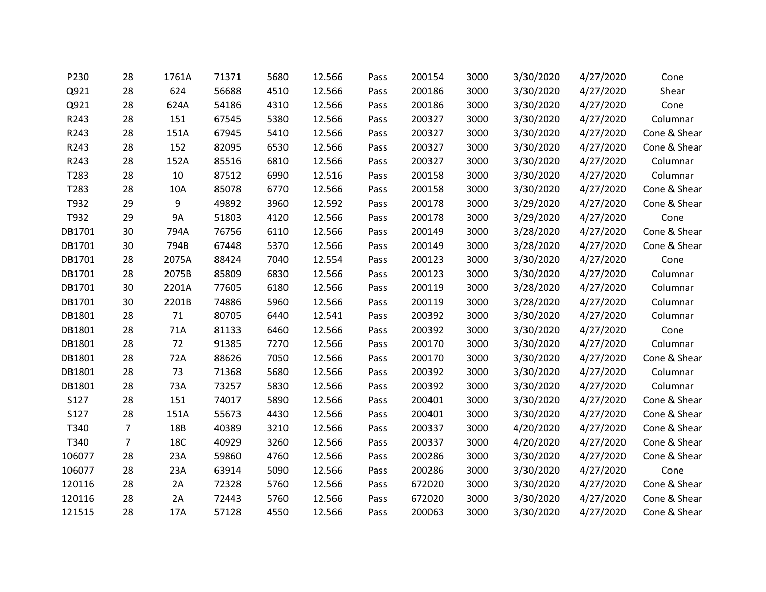| | | | | | | | | | | | |
|---|---|---|---|---|---|---|---|---|---|---|---|
| P230 | 28 | 1761A | 71371 | 5680 | 12.566 | Pass | 200154 | 3000 | 3/30/2020 | 4/27/2020 | Cone |
| Q921 | 28 | 624 | 56688 | 4510 | 12.566 | Pass | 200186 | 3000 | 3/30/2020 | 4/27/2020 | Shear |
| Q921 | 28 | 624A | 54186 | 4310 | 12.566 | Pass | 200186 | 3000 | 3/30/2020 | 4/27/2020 | Cone |
| R243 | 28 | 151 | 67545 | 5380 | 12.566 | Pass | 200327 | 3000 | 3/30/2020 | 4/27/2020 | Columnar |
| R243 | 28 | 151A | 67945 | 5410 | 12.566 | Pass | 200327 | 3000 | 3/30/2020 | 4/27/2020 | Cone & Shear |
| R243 | 28 | 152 | 82095 | 6530 | 12.566 | Pass | 200327 | 3000 | 3/30/2020 | 4/27/2020 | Cone & Shear |
| R243 | 28 | 152A | 85516 | 6810 | 12.566 | Pass | 200327 | 3000 | 3/30/2020 | 4/27/2020 | Columnar |
| T283 | 28 | 10 | 87512 | 6990 | 12.516 | Pass | 200158 | 3000 | 3/30/2020 | 4/27/2020 | Columnar |
| T283 | 28 | 10A | 85078 | 6770 | 12.566 | Pass | 200158 | 3000 | 3/30/2020 | 4/27/2020 | Cone & Shear |
| T932 | 29 | 9 | 49892 | 3960 | 12.592 | Pass | 200178 | 3000 | 3/29/2020 | 4/27/2020 | Cone & Shear |
| T932 | 29 | 9A | 51803 | 4120 | 12.566 | Pass | 200178 | 3000 | 3/29/2020 | 4/27/2020 | Cone |
| DB1701 | 30 | 794A | 76756 | 6110 | 12.566 | Pass | 200149 | 3000 | 3/28/2020 | 4/27/2020 | Cone & Shear |
| DB1701 | 30 | 794B | 67448 | 5370 | 12.566 | Pass | 200149 | 3000 | 3/28/2020 | 4/27/2020 | Cone & Shear |
| DB1701 | 28 | 2075A | 88424 | 7040 | 12.554 | Pass | 200123 | 3000 | 3/30/2020 | 4/27/2020 | Cone |
| DB1701 | 28 | 2075B | 85809 | 6830 | 12.566 | Pass | 200123 | 3000 | 3/30/2020 | 4/27/2020 | Columnar |
| DB1701 | 30 | 2201A | 77605 | 6180 | 12.566 | Pass | 200119 | 3000 | 3/28/2020 | 4/27/2020 | Columnar |
| DB1701 | 30 | 2201B | 74886 | 5960 | 12.566 | Pass | 200119 | 3000 | 3/28/2020 | 4/27/2020 | Columnar |
| DB1801 | 28 | 71 | 80705 | 6440 | 12.541 | Pass | 200392 | 3000 | 3/30/2020 | 4/27/2020 | Columnar |
| DB1801 | 28 | 71A | 81133 | 6460 | 12.566 | Pass | 200392 | 3000 | 3/30/2020 | 4/27/2020 | Cone |
| DB1801 | 28 | 72 | 91385 | 7270 | 12.566 | Pass | 200170 | 3000 | 3/30/2020 | 4/27/2020 | Columnar |
| DB1801 | 28 | 72A | 88626 | 7050 | 12.566 | Pass | 200170 | 3000 | 3/30/2020 | 4/27/2020 | Cone & Shear |
| DB1801 | 28 | 73 | 71368 | 5680 | 12.566 | Pass | 200392 | 3000 | 3/30/2020 | 4/27/2020 | Columnar |
| DB1801 | 28 | 73A | 73257 | 5830 | 12.566 | Pass | 200392 | 3000 | 3/30/2020 | 4/27/2020 | Columnar |
| S127 | 28 | 151 | 74017 | 5890 | 12.566 | Pass | 200401 | 3000 | 3/30/2020 | 4/27/2020 | Cone & Shear |
| S127 | 28 | 151A | 55673 | 4430 | 12.566 | Pass | 200401 | 3000 | 3/30/2020 | 4/27/2020 | Cone & Shear |
| T340 | 7 | 18B | 40389 | 3210 | 12.566 | Pass | 200337 | 3000 | 4/20/2020 | 4/27/2020 | Cone & Shear |
| T340 | 7 | 18C | 40929 | 3260 | 12.566 | Pass | 200337 | 3000 | 4/20/2020 | 4/27/2020 | Cone & Shear |
| 106077 | 28 | 23A | 59860 | 4760 | 12.566 | Pass | 200286 | 3000 | 3/30/2020 | 4/27/2020 | Cone & Shear |
| 106077 | 28 | 23A | 63914 | 5090 | 12.566 | Pass | 200286 | 3000 | 3/30/2020 | 4/27/2020 | Cone |
| 120116 | 28 | 2A | 72328 | 5760 | 12.566 | Pass | 672020 | 3000 | 3/30/2020 | 4/27/2020 | Cone & Shear |
| 120116 | 28 | 2A | 72443 | 5760 | 12.566 | Pass | 672020 | 3000 | 3/30/2020 | 4/27/2020 | Cone & Shear |
| 121515 | 28 | 17A | 57128 | 4550 | 12.566 | Pass | 200063 | 3000 | 3/30/2020 | 4/27/2020 | Cone & Shear |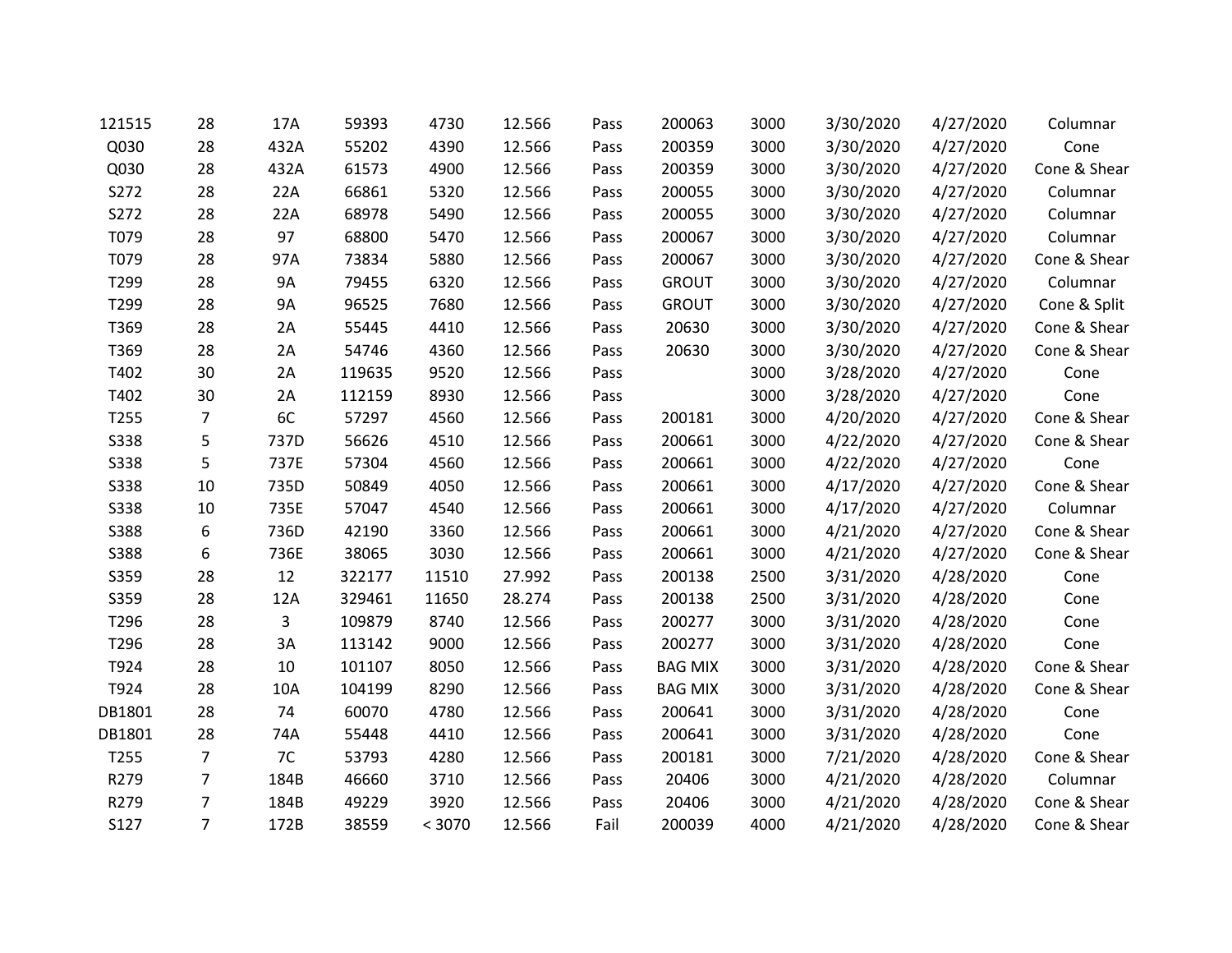| | | | | | | | | | | | |
|---|---|---|---|---|---|---|---|---|---|---|---|
| 121515 | 28 | 17A | 59393 | 4730 | 12.566 | Pass | 200063 | 3000 | 3/30/2020 | 4/27/2020 | Columnar |
| Q030 | 28 | 432A | 55202 | 4390 | 12.566 | Pass | 200359 | 3000 | 3/30/2020 | 4/27/2020 | Cone |
| Q030 | 28 | 432A | 61573 | 4900 | 12.566 | Pass | 200359 | 3000 | 3/30/2020 | 4/27/2020 | Cone & Shear |
| S272 | 28 | 22A | 66861 | 5320 | 12.566 | Pass | 200055 | 3000 | 3/30/2020 | 4/27/2020 | Columnar |
| S272 | 28 | 22A | 68978 | 5490 | 12.566 | Pass | 200055 | 3000 | 3/30/2020 | 4/27/2020 | Columnar |
| T079 | 28 | 97 | 68800 | 5470 | 12.566 | Pass | 200067 | 3000 | 3/30/2020 | 4/27/2020 | Columnar |
| T079 | 28 | 97A | 73834 | 5880 | 12.566 | Pass | 200067 | 3000 | 3/30/2020 | 4/27/2020 | Cone & Shear |
| T299 | 28 | 9A | 79455 | 6320 | 12.566 | Pass | GROUT | 3000 | 3/30/2020 | 4/27/2020 | Columnar |
| T299 | 28 | 9A | 96525 | 7680 | 12.566 | Pass | GROUT | 3000 | 3/30/2020 | 4/27/2020 | Cone & Split |
| T369 | 28 | 2A | 55445 | 4410 | 12.566 | Pass | 20630 | 3000 | 3/30/2020 | 4/27/2020 | Cone & Shear |
| T369 | 28 | 2A | 54746 | 4360 | 12.566 | Pass | 20630 | 3000 | 3/30/2020 | 4/27/2020 | Cone & Shear |
| T402 | 30 | 2A | 119635 | 9520 | 12.566 | Pass | | 3000 | 3/28/2020 | 4/27/2020 | Cone |
| T402 | 30 | 2A | 112159 | 8930 | 12.566 | Pass | | 3000 | 3/28/2020 | 4/27/2020 | Cone |
| T255 | 7 | 6C | 57297 | 4560 | 12.566 | Pass | 200181 | 3000 | 4/20/2020 | 4/27/2020 | Cone & Shear |
| S338 | 5 | 737D | 56626 | 4510 | 12.566 | Pass | 200661 | 3000 | 4/22/2020 | 4/27/2020 | Cone & Shear |
| S338 | 5 | 737E | 57304 | 4560 | 12.566 | Pass | 200661 | 3000 | 4/22/2020 | 4/27/2020 | Cone |
| S338 | 10 | 735D | 50849 | 4050 | 12.566 | Pass | 200661 | 3000 | 4/17/2020 | 4/27/2020 | Cone & Shear |
| S338 | 10 | 735E | 57047 | 4540 | 12.566 | Pass | 200661 | 3000 | 4/17/2020 | 4/27/2020 | Columnar |
| S388 | 6 | 736D | 42190 | 3360 | 12.566 | Pass | 200661 | 3000 | 4/21/2020 | 4/27/2020 | Cone & Shear |
| S388 | 6 | 736E | 38065 | 3030 | 12.566 | Pass | 200661 | 3000 | 4/21/2020 | 4/27/2020 | Cone & Shear |
| S359 | 28 | 12 | 322177 | 11510 | 27.992 | Pass | 200138 | 2500 | 3/31/2020 | 4/28/2020 | Cone |
| S359 | 28 | 12A | 329461 | 11650 | 28.274 | Pass | 200138 | 2500 | 3/31/2020 | 4/28/2020 | Cone |
| T296 | 28 | 3 | 109879 | 8740 | 12.566 | Pass | 200277 | 3000 | 3/31/2020 | 4/28/2020 | Cone |
| T296 | 28 | 3A | 113142 | 9000 | 12.566 | Pass | 200277 | 3000 | 3/31/2020 | 4/28/2020 | Cone |
| T924 | 28 | 10 | 101107 | 8050 | 12.566 | Pass | BAG MIX | 3000 | 3/31/2020 | 4/28/2020 | Cone & Shear |
| T924 | 28 | 10A | 104199 | 8290 | 12.566 | Pass | BAG MIX | 3000 | 3/31/2020 | 4/28/2020 | Cone & Shear |
| DB1801 | 28 | 74 | 60070 | 4780 | 12.566 | Pass | 200641 | 3000 | 3/31/2020 | 4/28/2020 | Cone |
| DB1801 | 28 | 74A | 55448 | 4410 | 12.566 | Pass | 200641 | 3000 | 3/31/2020 | 4/28/2020 | Cone |
| T255 | 7 | 7C | 53793 | 4280 | 12.566 | Pass | 200181 | 3000 | 7/21/2020 | 4/28/2020 | Cone & Shear |
| R279 | 7 | 184B | 46660 | 3710 | 12.566 | Pass | 20406 | 3000 | 4/21/2020 | 4/28/2020 | Columnar |
| R279 | 7 | 184B | 49229 | 3920 | 12.566 | Pass | 20406 | 3000 | 4/21/2020 | 4/28/2020 | Cone & Shear |
| S127 | 7 | 172B | 38559 | < 3070 | 12.566 | Fail | 200039 | 4000 | 4/21/2020 | 4/28/2020 | Cone & Shear |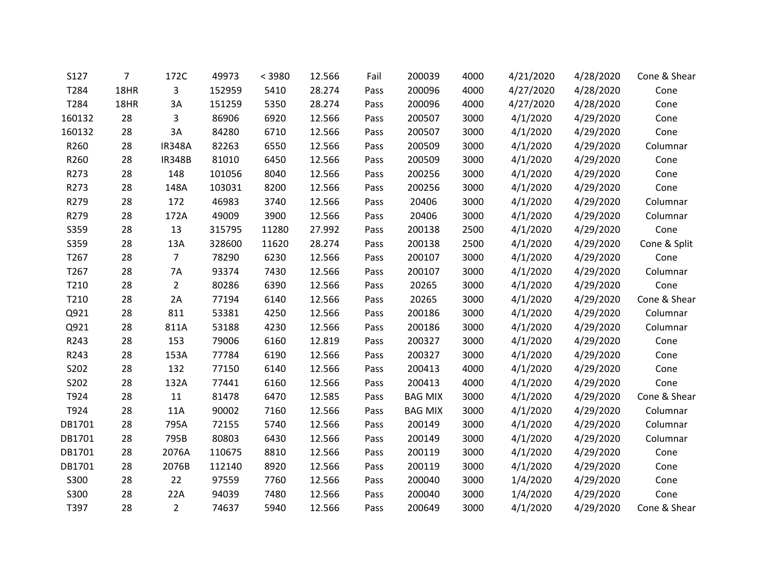| | | | | | | | | | | | |
|---|---|---|---|---|---|---|---|---|---|---|---|
| S127 | 7 | 172C | 49973 | < 3980 | 12.566 | Fail | 200039 | 4000 | 4/21/2020 | 4/28/2020 | Cone & Shear |
| T284 | 18HR | 3 | 152959 | 5410 | 28.274 | Pass | 200096 | 4000 | 4/27/2020 | 4/28/2020 | Cone |
| T284 | 18HR | 3A | 151259 | 5350 | 28.274 | Pass | 200096 | 4000 | 4/27/2020 | 4/28/2020 | Cone |
| 160132 | 28 | 3 | 86906 | 6920 | 12.566 | Pass | 200507 | 3000 | 4/1/2020 | 4/29/2020 | Cone |
| 160132 | 28 | 3A | 84280 | 6710 | 12.566 | Pass | 200507 | 3000 | 4/1/2020 | 4/29/2020 | Cone |
| R260 | 28 | IR348A | 82263 | 6550 | 12.566 | Pass | 200509 | 3000 | 4/1/2020 | 4/29/2020 | Columnar |
| R260 | 28 | IR348B | 81010 | 6450 | 12.566 | Pass | 200509 | 3000 | 4/1/2020 | 4/29/2020 | Cone |
| R273 | 28 | 148 | 101056 | 8040 | 12.566 | Pass | 200256 | 3000 | 4/1/2020 | 4/29/2020 | Cone |
| R273 | 28 | 148A | 103031 | 8200 | 12.566 | Pass | 200256 | 3000 | 4/1/2020 | 4/29/2020 | Cone |
| R279 | 28 | 172 | 46983 | 3740 | 12.566 | Pass | 20406 | 3000 | 4/1/2020 | 4/29/2020 | Columnar |
| R279 | 28 | 172A | 49009 | 3900 | 12.566 | Pass | 20406 | 3000 | 4/1/2020 | 4/29/2020 | Columnar |
| S359 | 28 | 13 | 315795 | 11280 | 27.992 | Pass | 200138 | 2500 | 4/1/2020 | 4/29/2020 | Cone |
| S359 | 28 | 13A | 328600 | 11620 | 28.274 | Pass | 200138 | 2500 | 4/1/2020 | 4/29/2020 | Cone & Split |
| T267 | 28 | 7 | 78290 | 6230 | 12.566 | Pass | 200107 | 3000 | 4/1/2020 | 4/29/2020 | Cone |
| T267 | 28 | 7A | 93374 | 7430 | 12.566 | Pass | 200107 | 3000 | 4/1/2020 | 4/29/2020 | Columnar |
| T210 | 28 | 2 | 80286 | 6390 | 12.566 | Pass | 20265 | 3000 | 4/1/2020 | 4/29/2020 | Cone |
| T210 | 28 | 2A | 77194 | 6140 | 12.566 | Pass | 20265 | 3000 | 4/1/2020 | 4/29/2020 | Cone & Shear |
| Q921 | 28 | 811 | 53381 | 4250 | 12.566 | Pass | 200186 | 3000 | 4/1/2020 | 4/29/2020 | Columnar |
| Q921 | 28 | 811A | 53188 | 4230 | 12.566 | Pass | 200186 | 3000 | 4/1/2020 | 4/29/2020 | Columnar |
| R243 | 28 | 153 | 79006 | 6160 | 12.819 | Pass | 200327 | 3000 | 4/1/2020 | 4/29/2020 | Cone |
| R243 | 28 | 153A | 77784 | 6190 | 12.566 | Pass | 200327 | 3000 | 4/1/2020 | 4/29/2020 | Cone |
| S202 | 28 | 132 | 77150 | 6140 | 12.566 | Pass | 200413 | 4000 | 4/1/2020 | 4/29/2020 | Cone |
| S202 | 28 | 132A | 77441 | 6160 | 12.566 | Pass | 200413 | 4000 | 4/1/2020 | 4/29/2020 | Cone |
| T924 | 28 | 11 | 81478 | 6470 | 12.585 | Pass | BAG MIX | 3000 | 4/1/2020 | 4/29/2020 | Cone & Shear |
| T924 | 28 | 11A | 90002 | 7160 | 12.566 | Pass | BAG MIX | 3000 | 4/1/2020 | 4/29/2020 | Columnar |
| DB1701 | 28 | 795A | 72155 | 5740 | 12.566 | Pass | 200149 | 3000 | 4/1/2020 | 4/29/2020 | Columnar |
| DB1701 | 28 | 795B | 80803 | 6430 | 12.566 | Pass | 200149 | 3000 | 4/1/2020 | 4/29/2020 | Columnar |
| DB1701 | 28 | 2076A | 110675 | 8810 | 12.566 | Pass | 200119 | 3000 | 4/1/2020 | 4/29/2020 | Cone |
| DB1701 | 28 | 2076B | 112140 | 8920 | 12.566 | Pass | 200119 | 3000 | 4/1/2020 | 4/29/2020 | Cone |
| S300 | 28 | 22 | 97559 | 7760 | 12.566 | Pass | 200040 | 3000 | 1/4/2020 | 4/29/2020 | Cone |
| S300 | 28 | 22A | 94039 | 7480 | 12.566 | Pass | 200040 | 3000 | 1/4/2020 | 4/29/2020 | Cone |
| T397 | 28 | 2 | 74637 | 5940 | 12.566 | Pass | 200649 | 3000 | 4/1/2020 | 4/29/2020 | Cone & Shear |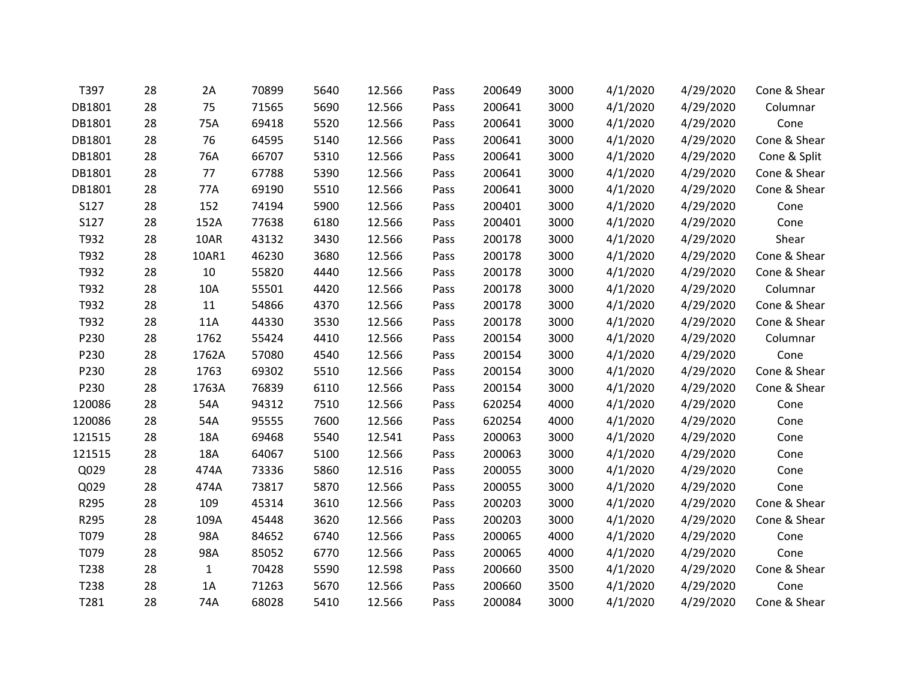| | | | | | | | | | | | |
|---|---|---|---|---|---|---|---|---|---|---|---|
| T397 | 28 | 2A | 70899 | 5640 | 12.566 | Pass | 200649 | 3000 | 4/1/2020 | 4/29/2020 | Cone & Shear |
| DB1801 | 28 | 75 | 71565 | 5690 | 12.566 | Pass | 200641 | 3000 | 4/1/2020 | 4/29/2020 | Columnar |
| DB1801 | 28 | 75A | 69418 | 5520 | 12.566 | Pass | 200641 | 3000 | 4/1/2020 | 4/29/2020 | Cone |
| DB1801 | 28 | 76 | 64595 | 5140 | 12.566 | Pass | 200641 | 3000 | 4/1/2020 | 4/29/2020 | Cone & Shear |
| DB1801 | 28 | 76A | 66707 | 5310 | 12.566 | Pass | 200641 | 3000 | 4/1/2020 | 4/29/2020 | Cone & Split |
| DB1801 | 28 | 77 | 67788 | 5390 | 12.566 | Pass | 200641 | 3000 | 4/1/2020 | 4/29/2020 | Cone & Shear |
| DB1801 | 28 | 77A | 69190 | 5510 | 12.566 | Pass | 200641 | 3000 | 4/1/2020 | 4/29/2020 | Cone & Shear |
| S127 | 28 | 152 | 74194 | 5900 | 12.566 | Pass | 200401 | 3000 | 4/1/2020 | 4/29/2020 | Cone |
| S127 | 28 | 152A | 77638 | 6180 | 12.566 | Pass | 200401 | 3000 | 4/1/2020 | 4/29/2020 | Cone |
| T932 | 28 | 10AR | 43132 | 3430 | 12.566 | Pass | 200178 | 3000 | 4/1/2020 | 4/29/2020 | Shear |
| T932 | 28 | 10AR1 | 46230 | 3680 | 12.566 | Pass | 200178 | 3000 | 4/1/2020 | 4/29/2020 | Cone & Shear |
| T932 | 28 | 10 | 55820 | 4440 | 12.566 | Pass | 200178 | 3000 | 4/1/2020 | 4/29/2020 | Cone & Shear |
| T932 | 28 | 10A | 55501 | 4420 | 12.566 | Pass | 200178 | 3000 | 4/1/2020 | 4/29/2020 | Columnar |
| T932 | 28 | 11 | 54866 | 4370 | 12.566 | Pass | 200178 | 3000 | 4/1/2020 | 4/29/2020 | Cone & Shear |
| T932 | 28 | 11A | 44330 | 3530 | 12.566 | Pass | 200178 | 3000 | 4/1/2020 | 4/29/2020 | Cone & Shear |
| P230 | 28 | 1762 | 55424 | 4410 | 12.566 | Pass | 200154 | 3000 | 4/1/2020 | 4/29/2020 | Columnar |
| P230 | 28 | 1762A | 57080 | 4540 | 12.566 | Pass | 200154 | 3000 | 4/1/2020 | 4/29/2020 | Cone |
| P230 | 28 | 1763 | 69302 | 5510 | 12.566 | Pass | 200154 | 3000 | 4/1/2020 | 4/29/2020 | Cone & Shear |
| P230 | 28 | 1763A | 76839 | 6110 | 12.566 | Pass | 200154 | 3000 | 4/1/2020 | 4/29/2020 | Cone & Shear |
| 120086 | 28 | 54A | 94312 | 7510 | 12.566 | Pass | 620254 | 4000 | 4/1/2020 | 4/29/2020 | Cone |
| 120086 | 28 | 54A | 95555 | 7600 | 12.566 | Pass | 620254 | 4000 | 4/1/2020 | 4/29/2020 | Cone |
| 121515 | 28 | 18A | 69468 | 5540 | 12.541 | Pass | 200063 | 3000 | 4/1/2020 | 4/29/2020 | Cone |
| 121515 | 28 | 18A | 64067 | 5100 | 12.566 | Pass | 200063 | 3000 | 4/1/2020 | 4/29/2020 | Cone |
| Q029 | 28 | 474A | 73336 | 5860 | 12.516 | Pass | 200055 | 3000 | 4/1/2020 | 4/29/2020 | Cone |
| Q029 | 28 | 474A | 73817 | 5870 | 12.566 | Pass | 200055 | 3000 | 4/1/2020 | 4/29/2020 | Cone |
| R295 | 28 | 109 | 45314 | 3610 | 12.566 | Pass | 200203 | 3000 | 4/1/2020 | 4/29/2020 | Cone & Shear |
| R295 | 28 | 109A | 45448 | 3620 | 12.566 | Pass | 200203 | 3000 | 4/1/2020 | 4/29/2020 | Cone & Shear |
| T079 | 28 | 98A | 84652 | 6740 | 12.566 | Pass | 200065 | 4000 | 4/1/2020 | 4/29/2020 | Cone |
| T079 | 28 | 98A | 85052 | 6770 | 12.566 | Pass | 200065 | 4000 | 4/1/2020 | 4/29/2020 | Cone |
| T238 | 28 | 1 | 70428 | 5590 | 12.598 | Pass | 200660 | 3500 | 4/1/2020 | 4/29/2020 | Cone & Shear |
| T238 | 28 | 1A | 71263 | 5670 | 12.566 | Pass | 200660 | 3500 | 4/1/2020 | 4/29/2020 | Cone |
| T281 | 28 | 74A | 68028 | 5410 | 12.566 | Pass | 200084 | 3000 | 4/1/2020 | 4/29/2020 | Cone & Shear |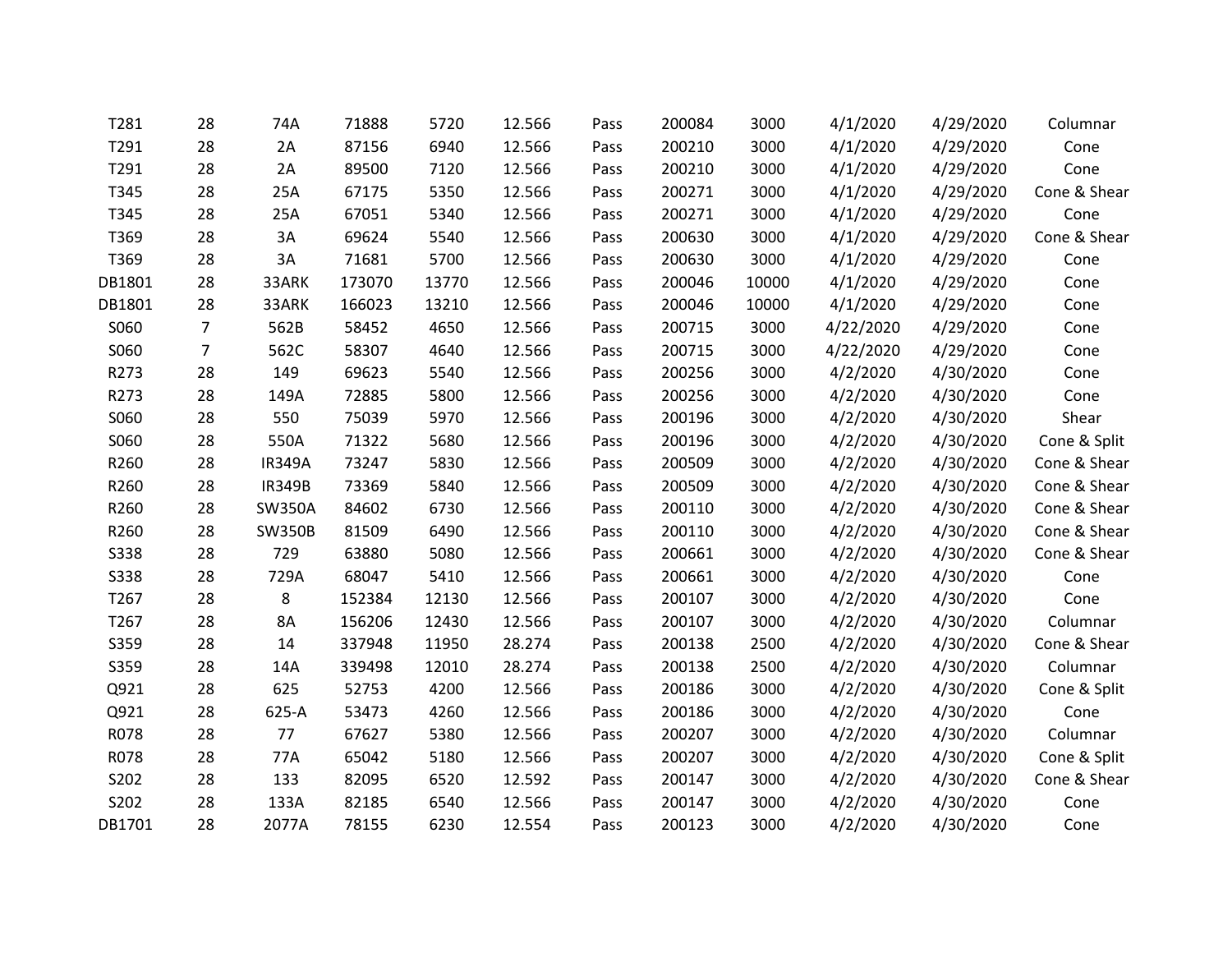| | | | | | | | | | | | |
|---|---|---|---|---|---|---|---|---|---|---|---|
| T281 | 28 | 74A | 71888 | 5720 | 12.566 | Pass | 200084 | 3000 | 4/1/2020 | 4/29/2020 | Columnar |
| T291 | 28 | 2A | 87156 | 6940 | 12.566 | Pass | 200210 | 3000 | 4/1/2020 | 4/29/2020 | Cone |
| T291 | 28 | 2A | 89500 | 7120 | 12.566 | Pass | 200210 | 3000 | 4/1/2020 | 4/29/2020 | Cone |
| T345 | 28 | 25A | 67175 | 5350 | 12.566 | Pass | 200271 | 3000 | 4/1/2020 | 4/29/2020 | Cone & Shear |
| T345 | 28 | 25A | 67051 | 5340 | 12.566 | Pass | 200271 | 3000 | 4/1/2020 | 4/29/2020 | Cone |
| T369 | 28 | 3A | 69624 | 5540 | 12.566 | Pass | 200630 | 3000 | 4/1/2020 | 4/29/2020 | Cone & Shear |
| T369 | 28 | 3A | 71681 | 5700 | 12.566 | Pass | 200630 | 3000 | 4/1/2020 | 4/29/2020 | Cone |
| DB1801 | 28 | 33ARK | 173070 | 13770 | 12.566 | Pass | 200046 | 10000 | 4/1/2020 | 4/29/2020 | Cone |
| DB1801 | 28 | 33ARK | 166023 | 13210 | 12.566 | Pass | 200046 | 10000 | 4/1/2020 | 4/29/2020 | Cone |
| S060 | 7 | 562B | 58452 | 4650 | 12.566 | Pass | 200715 | 3000 | 4/22/2020 | 4/29/2020 | Cone |
| S060 | 7 | 562C | 58307 | 4640 | 12.566 | Pass | 200715 | 3000 | 4/22/2020 | 4/29/2020 | Cone |
| R273 | 28 | 149 | 69623 | 5540 | 12.566 | Pass | 200256 | 3000 | 4/2/2020 | 4/30/2020 | Cone |
| R273 | 28 | 149A | 72885 | 5800 | 12.566 | Pass | 200256 | 3000 | 4/2/2020 | 4/30/2020 | Cone |
| S060 | 28 | 550 | 75039 | 5970 | 12.566 | Pass | 200196 | 3000 | 4/2/2020 | 4/30/2020 | Shear |
| S060 | 28 | 550A | 71322 | 5680 | 12.566 | Pass | 200196 | 3000 | 4/2/2020 | 4/30/2020 | Cone & Split |
| R260 | 28 | IR349A | 73247 | 5830 | 12.566 | Pass | 200509 | 3000 | 4/2/2020 | 4/30/2020 | Cone & Shear |
| R260 | 28 | IR349B | 73369 | 5840 | 12.566 | Pass | 200509 | 3000 | 4/2/2020 | 4/30/2020 | Cone & Shear |
| R260 | 28 | SW350A | 84602 | 6730 | 12.566 | Pass | 200110 | 3000 | 4/2/2020 | 4/30/2020 | Cone & Shear |
| R260 | 28 | SW350B | 81509 | 6490 | 12.566 | Pass | 200110 | 3000 | 4/2/2020 | 4/30/2020 | Cone & Shear |
| S338 | 28 | 729 | 63880 | 5080 | 12.566 | Pass | 200661 | 3000 | 4/2/2020 | 4/30/2020 | Cone & Shear |
| S338 | 28 | 729A | 68047 | 5410 | 12.566 | Pass | 200661 | 3000 | 4/2/2020 | 4/30/2020 | Cone |
| T267 | 28 | 8 | 152384 | 12130 | 12.566 | Pass | 200107 | 3000 | 4/2/2020 | 4/30/2020 | Cone |
| T267 | 28 | 8A | 156206 | 12430 | 12.566 | Pass | 200107 | 3000 | 4/2/2020 | 4/30/2020 | Columnar |
| S359 | 28 | 14 | 337948 | 11950 | 28.274 | Pass | 200138 | 2500 | 4/2/2020 | 4/30/2020 | Cone & Shear |
| S359 | 28 | 14A | 339498 | 12010 | 28.274 | Pass | 200138 | 2500 | 4/2/2020 | 4/30/2020 | Columnar |
| Q921 | 28 | 625 | 52753 | 4200 | 12.566 | Pass | 200186 | 3000 | 4/2/2020 | 4/30/2020 | Cone & Split |
| Q921 | 28 | 625-A | 53473 | 4260 | 12.566 | Pass | 200186 | 3000 | 4/2/2020 | 4/30/2020 | Cone |
| R078 | 28 | 77 | 67627 | 5380 | 12.566 | Pass | 200207 | 3000 | 4/2/2020 | 4/30/2020 | Columnar |
| R078 | 28 | 77A | 65042 | 5180 | 12.566 | Pass | 200207 | 3000 | 4/2/2020 | 4/30/2020 | Cone & Split |
| S202 | 28 | 133 | 82095 | 6520 | 12.592 | Pass | 200147 | 3000 | 4/2/2020 | 4/30/2020 | Cone & Shear |
| S202 | 28 | 133A | 82185 | 6540 | 12.566 | Pass | 200147 | 3000 | 4/2/2020 | 4/30/2020 | Cone |
| DB1701 | 28 | 2077A | 78155 | 6230 | 12.554 | Pass | 200123 | 3000 | 4/2/2020 | 4/30/2020 | Cone |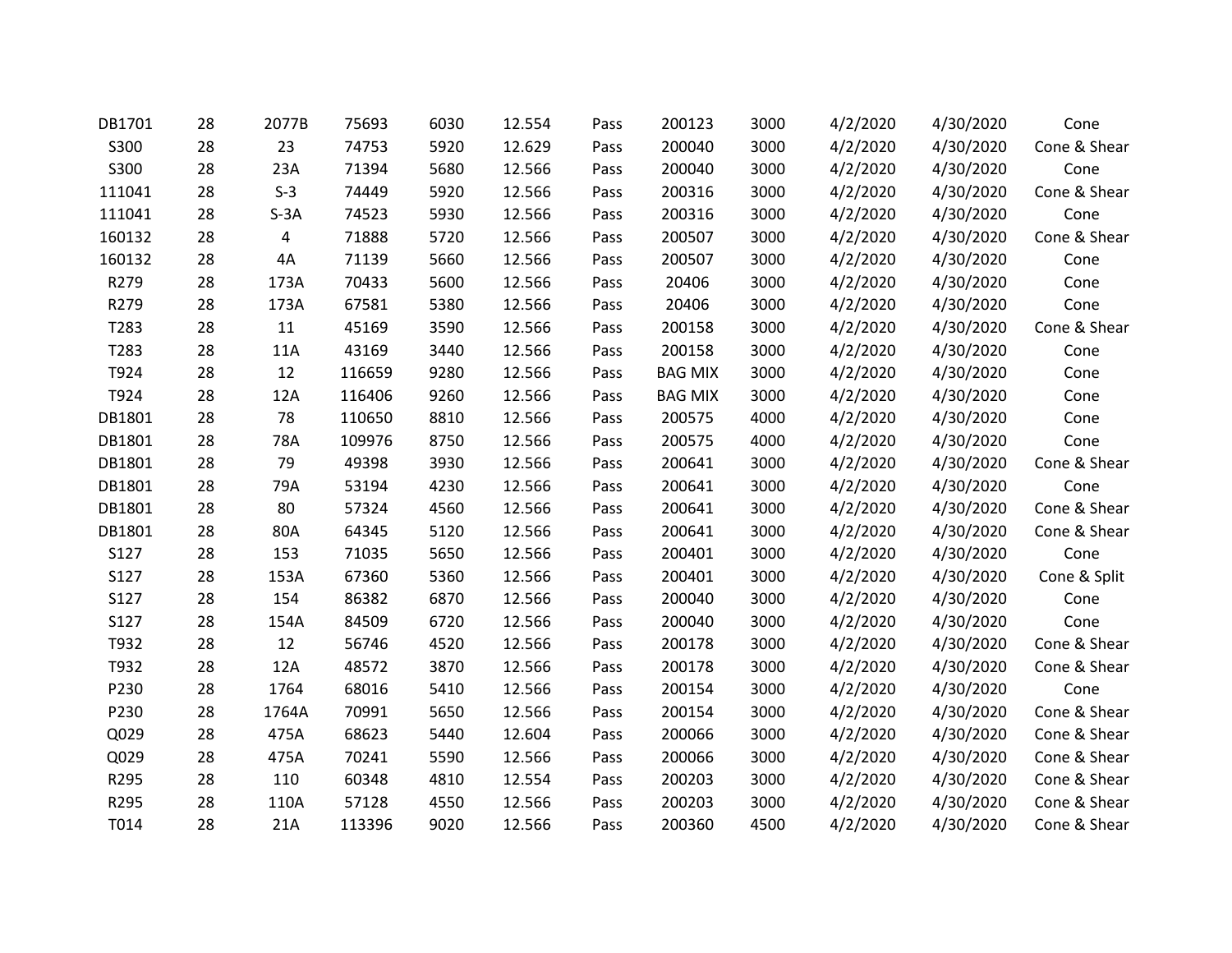| | | | | | | | | | | | |
|---|---|---|---|---|---|---|---|---|---|---|---|
| DB1701 | 28 | 2077B | 75693 | 6030 | 12.554 | Pass | 200123 | 3000 | 4/2/2020 | 4/30/2020 | Cone |
| S300 | 28 | 23 | 74753 | 5920 | 12.629 | Pass | 200040 | 3000 | 4/2/2020 | 4/30/2020 | Cone & Shear |
| S300 | 28 | 23A | 71394 | 5680 | 12.566 | Pass | 200040 | 3000 | 4/2/2020 | 4/30/2020 | Cone |
| 111041 | 28 | S-3 | 74449 | 5920 | 12.566 | Pass | 200316 | 3000 | 4/2/2020 | 4/30/2020 | Cone & Shear |
| 111041 | 28 | S-3A | 74523 | 5930 | 12.566 | Pass | 200316 | 3000 | 4/2/2020 | 4/30/2020 | Cone |
| 160132 | 28 | 4 | 71888 | 5720 | 12.566 | Pass | 200507 | 3000 | 4/2/2020 | 4/30/2020 | Cone & Shear |
| 160132 | 28 | 4A | 71139 | 5660 | 12.566 | Pass | 200507 | 3000 | 4/2/2020 | 4/30/2020 | Cone |
| R279 | 28 | 173A | 70433 | 5600 | 12.566 | Pass | 20406 | 3000 | 4/2/2020 | 4/30/2020 | Cone |
| R279 | 28 | 173A | 67581 | 5380 | 12.566 | Pass | 20406 | 3000 | 4/2/2020 | 4/30/2020 | Cone |
| T283 | 28 | 11 | 45169 | 3590 | 12.566 | Pass | 200158 | 3000 | 4/2/2020 | 4/30/2020 | Cone & Shear |
| T283 | 28 | 11A | 43169 | 3440 | 12.566 | Pass | 200158 | 3000 | 4/2/2020 | 4/30/2020 | Cone |
| T924 | 28 | 12 | 116659 | 9280 | 12.566 | Pass | BAG MIX | 3000 | 4/2/2020 | 4/30/2020 | Cone |
| T924 | 28 | 12A | 116406 | 9260 | 12.566 | Pass | BAG MIX | 3000 | 4/2/2020 | 4/30/2020 | Cone |
| DB1801 | 28 | 78 | 110650 | 8810 | 12.566 | Pass | 200575 | 4000 | 4/2/2020 | 4/30/2020 | Cone |
| DB1801 | 28 | 78A | 109976 | 8750 | 12.566 | Pass | 200575 | 4000 | 4/2/2020 | 4/30/2020 | Cone |
| DB1801 | 28 | 79 | 49398 | 3930 | 12.566 | Pass | 200641 | 3000 | 4/2/2020 | 4/30/2020 | Cone & Shear |
| DB1801 | 28 | 79A | 53194 | 4230 | 12.566 | Pass | 200641 | 3000 | 4/2/2020 | 4/30/2020 | Cone |
| DB1801 | 28 | 80 | 57324 | 4560 | 12.566 | Pass | 200641 | 3000 | 4/2/2020 | 4/30/2020 | Cone & Shear |
| DB1801 | 28 | 80A | 64345 | 5120 | 12.566 | Pass | 200641 | 3000 | 4/2/2020 | 4/30/2020 | Cone & Shear |
| S127 | 28 | 153 | 71035 | 5650 | 12.566 | Pass | 200401 | 3000 | 4/2/2020 | 4/30/2020 | Cone |
| S127 | 28 | 153A | 67360 | 5360 | 12.566 | Pass | 200401 | 3000 | 4/2/2020 | 4/30/2020 | Cone & Split |
| S127 | 28 | 154 | 86382 | 6870 | 12.566 | Pass | 200040 | 3000 | 4/2/2020 | 4/30/2020 | Cone |
| S127 | 28 | 154A | 84509 | 6720 | 12.566 | Pass | 200040 | 3000 | 4/2/2020 | 4/30/2020 | Cone |
| T932 | 28 | 12 | 56746 | 4520 | 12.566 | Pass | 200178 | 3000 | 4/2/2020 | 4/30/2020 | Cone & Shear |
| T932 | 28 | 12A | 48572 | 3870 | 12.566 | Pass | 200178 | 3000 | 4/2/2020 | 4/30/2020 | Cone & Shear |
| P230 | 28 | 1764 | 68016 | 5410 | 12.566 | Pass | 200154 | 3000 | 4/2/2020 | 4/30/2020 | Cone |
| P230 | 28 | 1764A | 70991 | 5650 | 12.566 | Pass | 200154 | 3000 | 4/2/2020 | 4/30/2020 | Cone & Shear |
| Q029 | 28 | 475A | 68623 | 5440 | 12.604 | Pass | 200066 | 3000 | 4/2/2020 | 4/30/2020 | Cone & Shear |
| Q029 | 28 | 475A | 70241 | 5590 | 12.566 | Pass | 200066 | 3000 | 4/2/2020 | 4/30/2020 | Cone & Shear |
| R295 | 28 | 110 | 60348 | 4810 | 12.554 | Pass | 200203 | 3000 | 4/2/2020 | 4/30/2020 | Cone & Shear |
| R295 | 28 | 110A | 57128 | 4550 | 12.566 | Pass | 200203 | 3000 | 4/2/2020 | 4/30/2020 | Cone & Shear |
| T014 | 28 | 21A | 113396 | 9020 | 12.566 | Pass | 200360 | 4500 | 4/2/2020 | 4/30/2020 | Cone & Shear |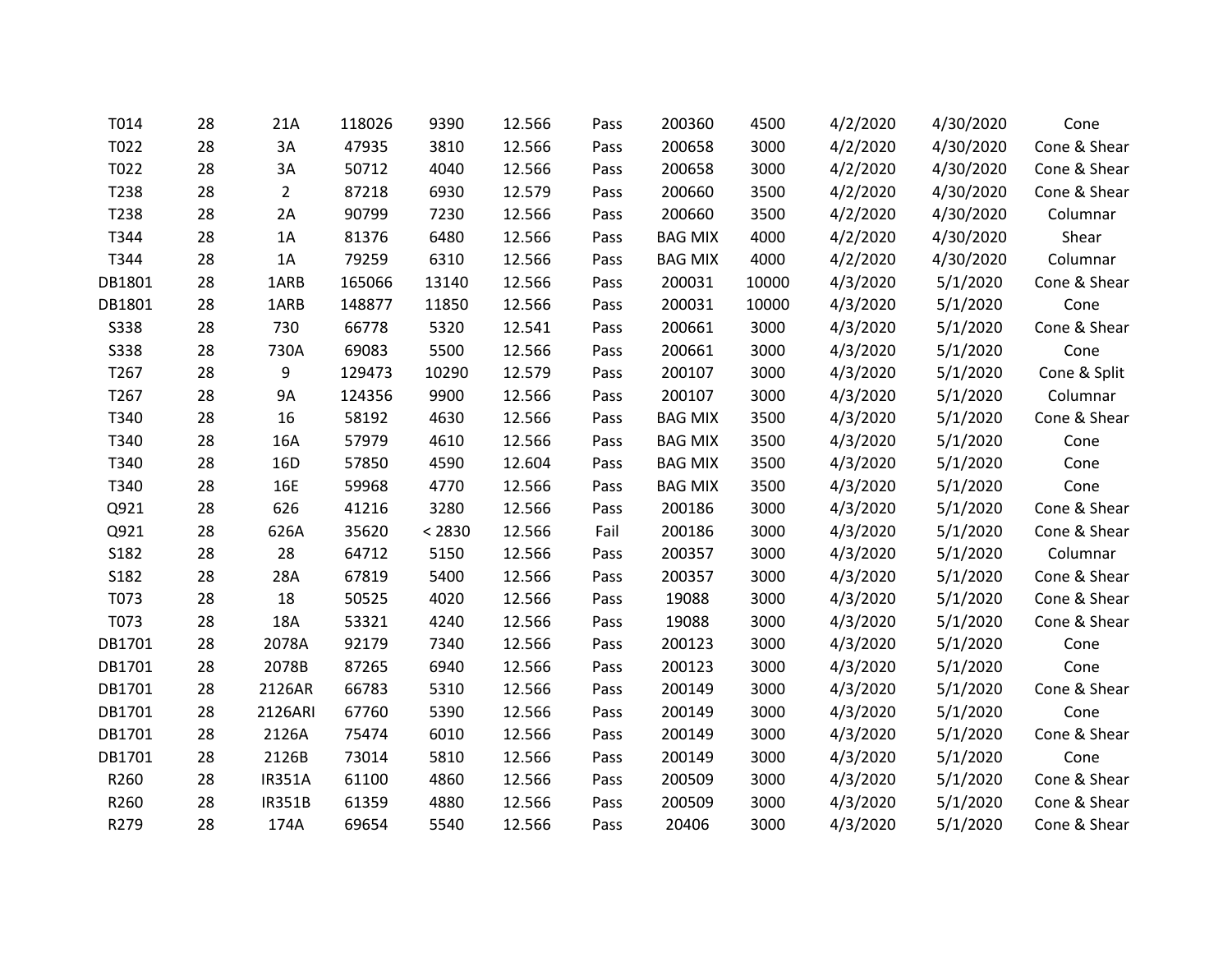| | | | | | | | | | | | |
|---|---|---|---|---|---|---|---|---|---|---|---|
| T014 | 28 | 21A | 118026 | 9390 | 12.566 | Pass | 200360 | 4500 | 4/2/2020 | 4/30/2020 | Cone |
| T022 | 28 | 3A | 47935 | 3810 | 12.566 | Pass | 200658 | 3000 | 4/2/2020 | 4/30/2020 | Cone & Shear |
| T022 | 28 | 3A | 50712 | 4040 | 12.566 | Pass | 200658 | 3000 | 4/2/2020 | 4/30/2020 | Cone & Shear |
| T238 | 28 | 2 | 87218 | 6930 | 12.579 | Pass | 200660 | 3500 | 4/2/2020 | 4/30/2020 | Cone & Shear |
| T238 | 28 | 2A | 90799 | 7230 | 12.566 | Pass | 200660 | 3500 | 4/2/2020 | 4/30/2020 | Columnar |
| T344 | 28 | 1A | 81376 | 6480 | 12.566 | Pass | BAG MIX | 4000 | 4/2/2020 | 4/30/2020 | Shear |
| T344 | 28 | 1A | 79259 | 6310 | 12.566 | Pass | BAG MIX | 4000 | 4/2/2020 | 4/30/2020 | Columnar |
| DB1801 | 28 | 1ARB | 165066 | 13140 | 12.566 | Pass | 200031 | 10000 | 4/3/2020 | 5/1/2020 | Cone & Shear |
| DB1801 | 28 | 1ARB | 148877 | 11850 | 12.566 | Pass | 200031 | 10000 | 4/3/2020 | 5/1/2020 | Cone |
| S338 | 28 | 730 | 66778 | 5320 | 12.541 | Pass | 200661 | 3000 | 4/3/2020 | 5/1/2020 | Cone & Shear |
| S338 | 28 | 730A | 69083 | 5500 | 12.566 | Pass | 200661 | 3000 | 4/3/2020 | 5/1/2020 | Cone |
| T267 | 28 | 9 | 129473 | 10290 | 12.579 | Pass | 200107 | 3000 | 4/3/2020 | 5/1/2020 | Cone & Split |
| T267 | 28 | 9A | 124356 | 9900 | 12.566 | Pass | 200107 | 3000 | 4/3/2020 | 5/1/2020 | Columnar |
| T340 | 28 | 16 | 58192 | 4630 | 12.566 | Pass | BAG MIX | 3500 | 4/3/2020 | 5/1/2020 | Cone & Shear |
| T340 | 28 | 16A | 57979 | 4610 | 12.566 | Pass | BAG MIX | 3500 | 4/3/2020 | 5/1/2020 | Cone |
| T340 | 28 | 16D | 57850 | 4590 | 12.604 | Pass | BAG MIX | 3500 | 4/3/2020 | 5/1/2020 | Cone |
| T340 | 28 | 16E | 59968 | 4770 | 12.566 | Pass | BAG MIX | 3500 | 4/3/2020 | 5/1/2020 | Cone |
| Q921 | 28 | 626 | 41216 | 3280 | 12.566 | Pass | 200186 | 3000 | 4/3/2020 | 5/1/2020 | Cone & Shear |
| Q921 | 28 | 626A | 35620 | < 2830 | 12.566 | Fail | 200186 | 3000 | 4/3/2020 | 5/1/2020 | Cone & Shear |
| S182 | 28 | 28 | 64712 | 5150 | 12.566 | Pass | 200357 | 3000 | 4/3/2020 | 5/1/2020 | Columnar |
| S182 | 28 | 28A | 67819 | 5400 | 12.566 | Pass | 200357 | 3000 | 4/3/2020 | 5/1/2020 | Cone & Shear |
| T073 | 28 | 18 | 50525 | 4020 | 12.566 | Pass | 19088 | 3000 | 4/3/2020 | 5/1/2020 | Cone & Shear |
| T073 | 28 | 18A | 53321 | 4240 | 12.566 | Pass | 19088 | 3000 | 4/3/2020 | 5/1/2020 | Cone & Shear |
| DB1701 | 28 | 2078A | 92179 | 7340 | 12.566 | Pass | 200123 | 3000 | 4/3/2020 | 5/1/2020 | Cone |
| DB1701 | 28 | 2078B | 87265 | 6940 | 12.566 | Pass | 200123 | 3000 | 4/3/2020 | 5/1/2020 | Cone |
| DB1701 | 28 | 2126AR | 66783 | 5310 | 12.566 | Pass | 200149 | 3000 | 4/3/2020 | 5/1/2020 | Cone & Shear |
| DB1701 | 28 | 2126ARI | 67760 | 5390 | 12.566 | Pass | 200149 | 3000 | 4/3/2020 | 5/1/2020 | Cone |
| DB1701 | 28 | 2126A | 75474 | 6010 | 12.566 | Pass | 200149 | 3000 | 4/3/2020 | 5/1/2020 | Cone & Shear |
| DB1701 | 28 | 2126B | 73014 | 5810 | 12.566 | Pass | 200149 | 3000 | 4/3/2020 | 5/1/2020 | Cone |
| R260 | 28 | IR351A | 61100 | 4860 | 12.566 | Pass | 200509 | 3000 | 4/3/2020 | 5/1/2020 | Cone & Shear |
| R260 | 28 | IR351B | 61359 | 4880 | 12.566 | Pass | 200509 | 3000 | 4/3/2020 | 5/1/2020 | Cone & Shear |
| R279 | 28 | 174A | 69654 | 5540 | 12.566 | Pass | 20406 | 3000 | 4/3/2020 | 5/1/2020 | Cone & Shear |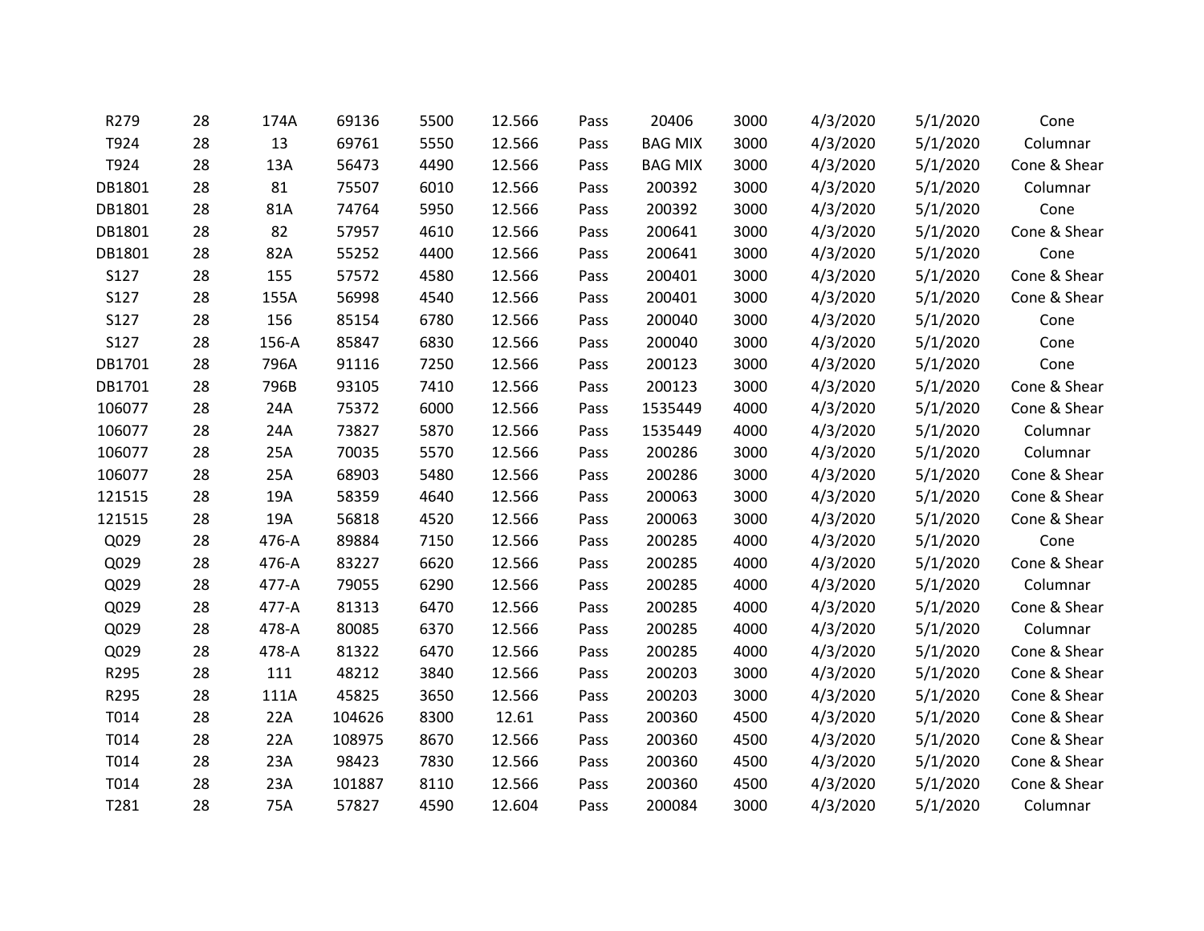| | | | | | | | | | | | |
|---|---|---|---|---|---|---|---|---|---|---|---|
| R279 | 28 | 174A | 69136 | 5500 | 12.566 | Pass | 20406 | 3000 | 4/3/2020 | 5/1/2020 | Cone |
| T924 | 28 | 13 | 69761 | 5550 | 12.566 | Pass | BAG MIX | 3000 | 4/3/2020 | 5/1/2020 | Columnar |
| T924 | 28 | 13A | 56473 | 4490 | 12.566 | Pass | BAG MIX | 3000 | 4/3/2020 | 5/1/2020 | Cone & Shear |
| DB1801 | 28 | 81 | 75507 | 6010 | 12.566 | Pass | 200392 | 3000 | 4/3/2020 | 5/1/2020 | Columnar |
| DB1801 | 28 | 81A | 74764 | 5950 | 12.566 | Pass | 200392 | 3000 | 4/3/2020 | 5/1/2020 | Cone |
| DB1801 | 28 | 82 | 57957 | 4610 | 12.566 | Pass | 200641 | 3000 | 4/3/2020 | 5/1/2020 | Cone & Shear |
| DB1801 | 28 | 82A | 55252 | 4400 | 12.566 | Pass | 200641 | 3000 | 4/3/2020 | 5/1/2020 | Cone |
| S127 | 28 | 155 | 57572 | 4580 | 12.566 | Pass | 200401 | 3000 | 4/3/2020 | 5/1/2020 | Cone & Shear |
| S127 | 28 | 155A | 56998 | 4540 | 12.566 | Pass | 200401 | 3000 | 4/3/2020 | 5/1/2020 | Cone & Shear |
| S127 | 28 | 156 | 85154 | 6780 | 12.566 | Pass | 200040 | 3000 | 4/3/2020 | 5/1/2020 | Cone |
| S127 | 28 | 156-A | 85847 | 6830 | 12.566 | Pass | 200040 | 3000 | 4/3/2020 | 5/1/2020 | Cone |
| DB1701 | 28 | 796A | 91116 | 7250 | 12.566 | Pass | 200123 | 3000 | 4/3/2020 | 5/1/2020 | Cone |
| DB1701 | 28 | 796B | 93105 | 7410 | 12.566 | Pass | 200123 | 3000 | 4/3/2020 | 5/1/2020 | Cone & Shear |
| 106077 | 28 | 24A | 75372 | 6000 | 12.566 | Pass | 1535449 | 4000 | 4/3/2020 | 5/1/2020 | Cone & Shear |
| 106077 | 28 | 24A | 73827 | 5870 | 12.566 | Pass | 1535449 | 4000 | 4/3/2020 | 5/1/2020 | Columnar |
| 106077 | 28 | 25A | 70035 | 5570 | 12.566 | Pass | 200286 | 3000 | 4/3/2020 | 5/1/2020 | Columnar |
| 106077 | 28 | 25A | 68903 | 5480 | 12.566 | Pass | 200286 | 3000 | 4/3/2020 | 5/1/2020 | Cone & Shear |
| 121515 | 28 | 19A | 58359 | 4640 | 12.566 | Pass | 200063 | 3000 | 4/3/2020 | 5/1/2020 | Cone & Shear |
| 121515 | 28 | 19A | 56818 | 4520 | 12.566 | Pass | 200063 | 3000 | 4/3/2020 | 5/1/2020 | Cone & Shear |
| Q029 | 28 | 476-A | 89884 | 7150 | 12.566 | Pass | 200285 | 4000 | 4/3/2020 | 5/1/2020 | Cone |
| Q029 | 28 | 476-A | 83227 | 6620 | 12.566 | Pass | 200285 | 4000 | 4/3/2020 | 5/1/2020 | Cone & Shear |
| Q029 | 28 | 477-A | 79055 | 6290 | 12.566 | Pass | 200285 | 4000 | 4/3/2020 | 5/1/2020 | Columnar |
| Q029 | 28 | 477-A | 81313 | 6470 | 12.566 | Pass | 200285 | 4000 | 4/3/2020 | 5/1/2020 | Cone & Shear |
| Q029 | 28 | 478-A | 80085 | 6370 | 12.566 | Pass | 200285 | 4000 | 4/3/2020 | 5/1/2020 | Columnar |
| Q029 | 28 | 478-A | 81322 | 6470 | 12.566 | Pass | 200285 | 4000 | 4/3/2020 | 5/1/2020 | Cone & Shear |
| R295 | 28 | 111 | 48212 | 3840 | 12.566 | Pass | 200203 | 3000 | 4/3/2020 | 5/1/2020 | Cone & Shear |
| R295 | 28 | 111A | 45825 | 3650 | 12.566 | Pass | 200203 | 3000 | 4/3/2020 | 5/1/2020 | Cone & Shear |
| T014 | 28 | 22A | 104626 | 8300 | 12.61 | Pass | 200360 | 4500 | 4/3/2020 | 5/1/2020 | Cone & Shear |
| T014 | 28 | 22A | 108975 | 8670 | 12.566 | Pass | 200360 | 4500 | 4/3/2020 | 5/1/2020 | Cone & Shear |
| T014 | 28 | 23A | 98423 | 7830 | 12.566 | Pass | 200360 | 4500 | 4/3/2020 | 5/1/2020 | Cone & Shear |
| T014 | 28 | 23A | 101887 | 8110 | 12.566 | Pass | 200360 | 4500 | 4/3/2020 | 5/1/2020 | Cone & Shear |
| T281 | 28 | 75A | 57827 | 4590 | 12.604 | Pass | 200084 | 3000 | 4/3/2020 | 5/1/2020 | Columnar |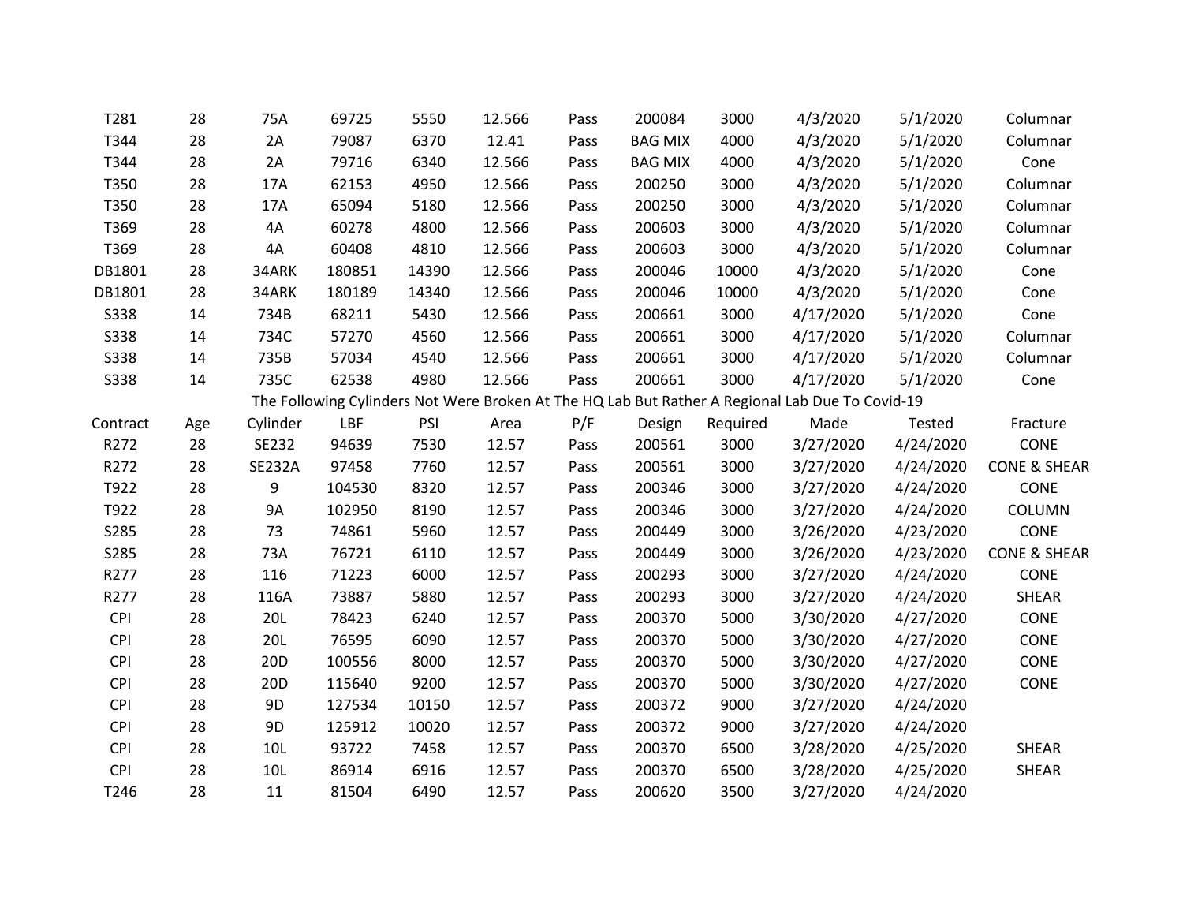| | | | | | | | | | | | |
|---|---|---|---|---|---|---|---|---|---|---|---|
| T281 | 28 | 75A | 69725 | 5550 | 12.566 | Pass | 200084 | 3000 | 4/3/2020 | 5/1/2020 | Columnar |
| T344 | 28 | 2A | 79087 | 6370 | 12.41 | Pass | BAG MIX | 4000 | 4/3/2020 | 5/1/2020 | Columnar |
| T344 | 28 | 2A | 79716 | 6340 | 12.566 | Pass | BAG MIX | 4000 | 4/3/2020 | 5/1/2020 | Cone |
| T350 | 28 | 17A | 62153 | 4950 | 12.566 | Pass | 200250 | 3000 | 4/3/2020 | 5/1/2020 | Columnar |
| T350 | 28 | 17A | 65094 | 5180 | 12.566 | Pass | 200250 | 3000 | 4/3/2020 | 5/1/2020 | Columnar |
| T369 | 28 | 4A | 60278 | 4800 | 12.566 | Pass | 200603 | 3000 | 4/3/2020 | 5/1/2020 | Columnar |
| T369 | 28 | 4A | 60408 | 4810 | 12.566 | Pass | 200603 | 3000 | 4/3/2020 | 5/1/2020 | Columnar |
| DB1801 | 28 | 34ARK | 180851 | 14390 | 12.566 | Pass | 200046 | 10000 | 4/3/2020 | 5/1/2020 | Cone |
| DB1801 | 28 | 34ARK | 180189 | 14340 | 12.566 | Pass | 200046 | 10000 | 4/3/2020 | 5/1/2020 | Cone |
| S338 | 14 | 734B | 68211 | 5430 | 12.566 | Pass | 200661 | 3000 | 4/17/2020 | 5/1/2020 | Cone |
| S338 | 14 | 734C | 57270 | 4560 | 12.566 | Pass | 200661 | 3000 | 4/17/2020 | 5/1/2020 | Columnar |
| S338 | 14 | 735B | 57034 | 4540 | 12.566 | Pass | 200661 | 3000 | 4/17/2020 | 5/1/2020 | Columnar |
| S338 | 14 | 735C | 62538 | 4980 | 12.566 | Pass | 200661 | 3000 | 4/17/2020 | 5/1/2020 | Cone |

The Following Cylinders Not Were Broken At The HQ Lab But Rather A Regional Lab Due To Covid-19

| Contract | Age | Cylinder | LBF | PSI | Area | P/F | Design | Required | Made | Tested | Fracture |
|---|---|---|---|---|---|---|---|---|---|---|---|
| R272 | 28 | SE232 | 94639 | 7530 | 12.57 | Pass | 200561 | 3000 | 3/27/2020 | 4/24/2020 | CONE |
| R272 | 28 | SE232A | 97458 | 7760 | 12.57 | Pass | 200561 | 3000 | 3/27/2020 | 4/24/2020 | CONE & SHEAR |
| T922 | 28 | 9 | 104530 | 8320 | 12.57 | Pass | 200346 | 3000 | 3/27/2020 | 4/24/2020 | CONE |
| T922 | 28 | 9A | 102950 | 8190 | 12.57 | Pass | 200346 | 3000 | 3/27/2020 | 4/24/2020 | COLUMN |
| S285 | 28 | 73 | 74861 | 5960 | 12.57 | Pass | 200449 | 3000 | 3/26/2020 | 4/23/2020 | CONE |
| S285 | 28 | 73A | 76721 | 6110 | 12.57 | Pass | 200449 | 3000 | 3/26/2020 | 4/23/2020 | CONE & SHEAR |
| R277 | 28 | 116 | 71223 | 6000 | 12.57 | Pass | 200293 | 3000 | 3/27/2020 | 4/24/2020 | CONE |
| R277 | 28 | 116A | 73887 | 5880 | 12.57 | Pass | 200293 | 3000 | 3/27/2020 | 4/24/2020 | SHEAR |
| CPI | 28 | 20L | 78423 | 6240 | 12.57 | Pass | 200370 | 5000 | 3/30/2020 | 4/27/2020 | CONE |
| CPI | 28 | 20L | 76595 | 6090 | 12.57 | Pass | 200370 | 5000 | 3/30/2020 | 4/27/2020 | CONE |
| CPI | 28 | 20D | 100556 | 8000 | 12.57 | Pass | 200370 | 5000 | 3/30/2020 | 4/27/2020 | CONE |
| CPI | 28 | 20D | 115640 | 9200 | 12.57 | Pass | 200370 | 5000 | 3/30/2020 | 4/27/2020 | CONE |
| CPI | 28 | 9D | 127534 | 10150 | 12.57 | Pass | 200372 | 9000 | 3/27/2020 | 4/24/2020 | |
| CPI | 28 | 9D | 125912 | 10020 | 12.57 | Pass | 200372 | 9000 | 3/27/2020 | 4/24/2020 | |
| CPI | 28 | 10L | 93722 | 7458 | 12.57 | Pass | 200370 | 6500 | 3/28/2020 | 4/25/2020 | SHEAR |
| CPI | 28 | 10L | 86914 | 6916 | 12.57 | Pass | 200370 | 6500 | 3/28/2020 | 4/25/2020 | SHEAR |
| T246 | 28 | 11 | 81504 | 6490 | 12.57 | Pass | 200620 | 3500 | 3/27/2020 | 4/24/2020 | |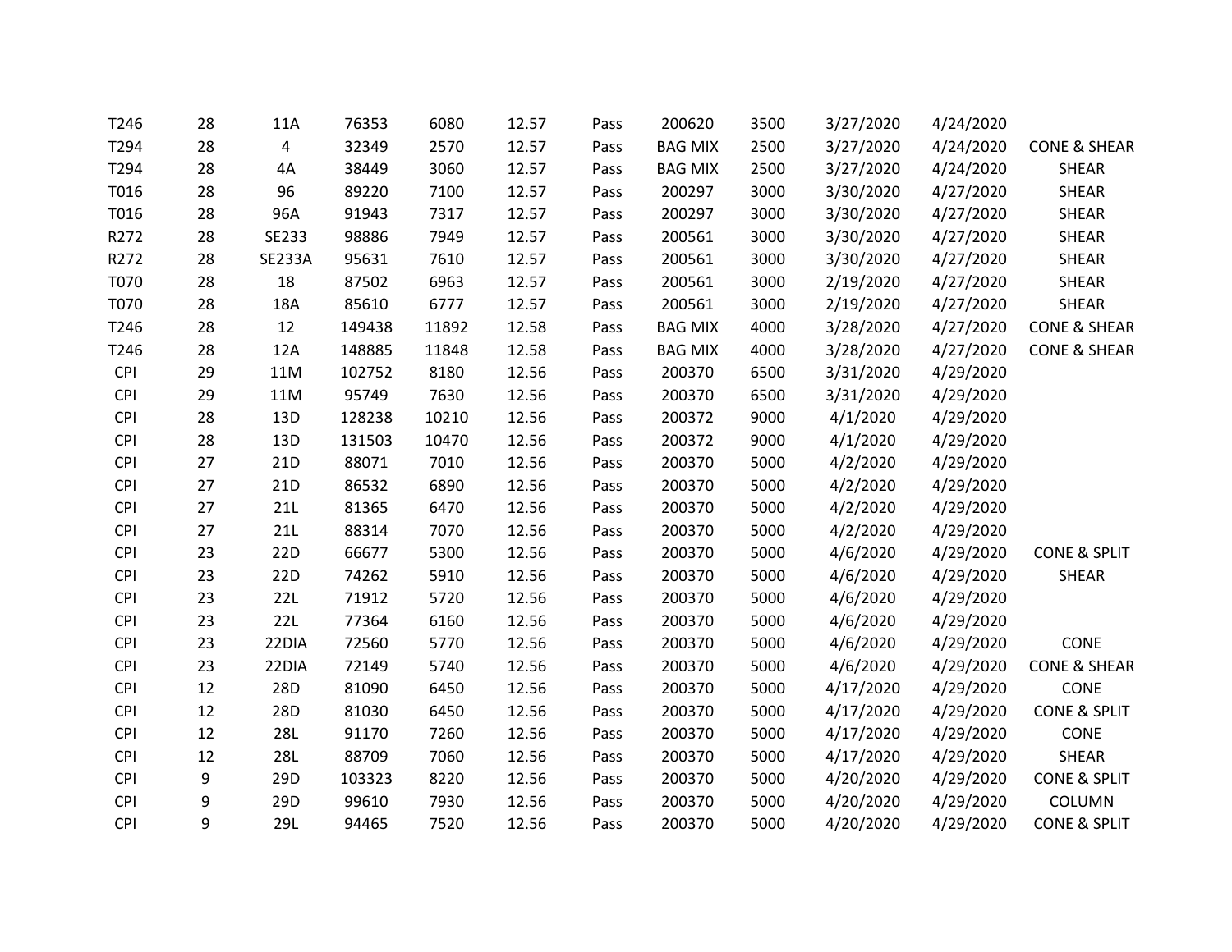| | | | | | | | | | | | |
|---|---|---|---|---|---|---|---|---|---|---|---|
| T246 | 28 | 11A | 76353 | 6080 | 12.57 | Pass | 200620 | 3500 | 3/27/2020 | 4/24/2020 | |
| T294 | 28 | 4 | 32349 | 2570 | 12.57 | Pass | BAG MIX | 2500 | 3/27/2020 | 4/24/2020 | CONE & SHEAR |
| T294 | 28 | 4A | 38449 | 3060 | 12.57 | Pass | BAG MIX | 2500 | 3/27/2020 | 4/24/2020 | SHEAR |
| T016 | 28 | 96 | 89220 | 7100 | 12.57 | Pass | 200297 | 3000 | 3/30/2020 | 4/27/2020 | SHEAR |
| T016 | 28 | 96A | 91943 | 7317 | 12.57 | Pass | 200297 | 3000 | 3/30/2020 | 4/27/2020 | SHEAR |
| R272 | 28 | SE233 | 98886 | 7949 | 12.57 | Pass | 200561 | 3000 | 3/30/2020 | 4/27/2020 | SHEAR |
| R272 | 28 | SE233A | 95631 | 7610 | 12.57 | Pass | 200561 | 3000 | 3/30/2020 | 4/27/2020 | SHEAR |
| T070 | 28 | 18 | 87502 | 6963 | 12.57 | Pass | 200561 | 3000 | 2/19/2020 | 4/27/2020 | SHEAR |
| T070 | 28 | 18A | 85610 | 6777 | 12.57 | Pass | 200561 | 3000 | 2/19/2020 | 4/27/2020 | SHEAR |
| T246 | 28 | 12 | 149438 | 11892 | 12.58 | Pass | BAG MIX | 4000 | 3/28/2020 | 4/27/2020 | CONE & SHEAR |
| T246 | 28 | 12A | 148885 | 11848 | 12.58 | Pass | BAG MIX | 4000 | 3/28/2020 | 4/27/2020 | CONE & SHEAR |
| CPI | 29 | 11M | 102752 | 8180 | 12.56 | Pass | 200370 | 6500 | 3/31/2020 | 4/29/2020 | |
| CPI | 29 | 11M | 95749 | 7630 | 12.56 | Pass | 200370 | 6500 | 3/31/2020 | 4/29/2020 | |
| CPI | 28 | 13D | 128238 | 10210 | 12.56 | Pass | 200372 | 9000 | 4/1/2020 | 4/29/2020 | |
| CPI | 28 | 13D | 131503 | 10470 | 12.56 | Pass | 200372 | 9000 | 4/1/2020 | 4/29/2020 | |
| CPI | 27 | 21D | 88071 | 7010 | 12.56 | Pass | 200370 | 5000 | 4/2/2020 | 4/29/2020 | |
| CPI | 27 | 21D | 86532 | 6890 | 12.56 | Pass | 200370 | 5000 | 4/2/2020 | 4/29/2020 | |
| CPI | 27 | 21L | 81365 | 6470 | 12.56 | Pass | 200370 | 5000 | 4/2/2020 | 4/29/2020 | |
| CPI | 27 | 21L | 88314 | 7070 | 12.56 | Pass | 200370 | 5000 | 4/2/2020 | 4/29/2020 | |
| CPI | 23 | 22D | 66677 | 5300 | 12.56 | Pass | 200370 | 5000 | 4/6/2020 | 4/29/2020 | CONE & SPLIT |
| CPI | 23 | 22D | 74262 | 5910 | 12.56 | Pass | 200370 | 5000 | 4/6/2020 | 4/29/2020 | SHEAR |
| CPI | 23 | 22L | 71912 | 5720 | 12.56 | Pass | 200370 | 5000 | 4/6/2020 | 4/29/2020 | |
| CPI | 23 | 22L | 77364 | 6160 | 12.56 | Pass | 200370 | 5000 | 4/6/2020 | 4/29/2020 | |
| CPI | 23 | 22DIA | 72560 | 5770 | 12.56 | Pass | 200370 | 5000 | 4/6/2020 | 4/29/2020 | CONE |
| CPI | 23 | 22DIA | 72149 | 5740 | 12.56 | Pass | 200370 | 5000 | 4/6/2020 | 4/29/2020 | CONE & SHEAR |
| CPI | 12 | 28D | 81090 | 6450 | 12.56 | Pass | 200370 | 5000 | 4/17/2020 | 4/29/2020 | CONE |
| CPI | 12 | 28D | 81030 | 6450 | 12.56 | Pass | 200370 | 5000 | 4/17/2020 | 4/29/2020 | CONE & SPLIT |
| CPI | 12 | 28L | 91170 | 7260 | 12.56 | Pass | 200370 | 5000 | 4/17/2020 | 4/29/2020 | CONE |
| CPI | 12 | 28L | 88709 | 7060 | 12.56 | Pass | 200370 | 5000 | 4/17/2020 | 4/29/2020 | SHEAR |
| CPI | 9 | 29D | 103323 | 8220 | 12.56 | Pass | 200370 | 5000 | 4/20/2020 | 4/29/2020 | CONE & SPLIT |
| CPI | 9 | 29D | 99610 | 7930 | 12.56 | Pass | 200370 | 5000 | 4/20/2020 | 4/29/2020 | COLUMN |
| CPI | 9 | 29L | 94465 | 7520 | 12.56 | Pass | 200370 | 5000 | 4/20/2020 | 4/29/2020 | CONE & SPLIT |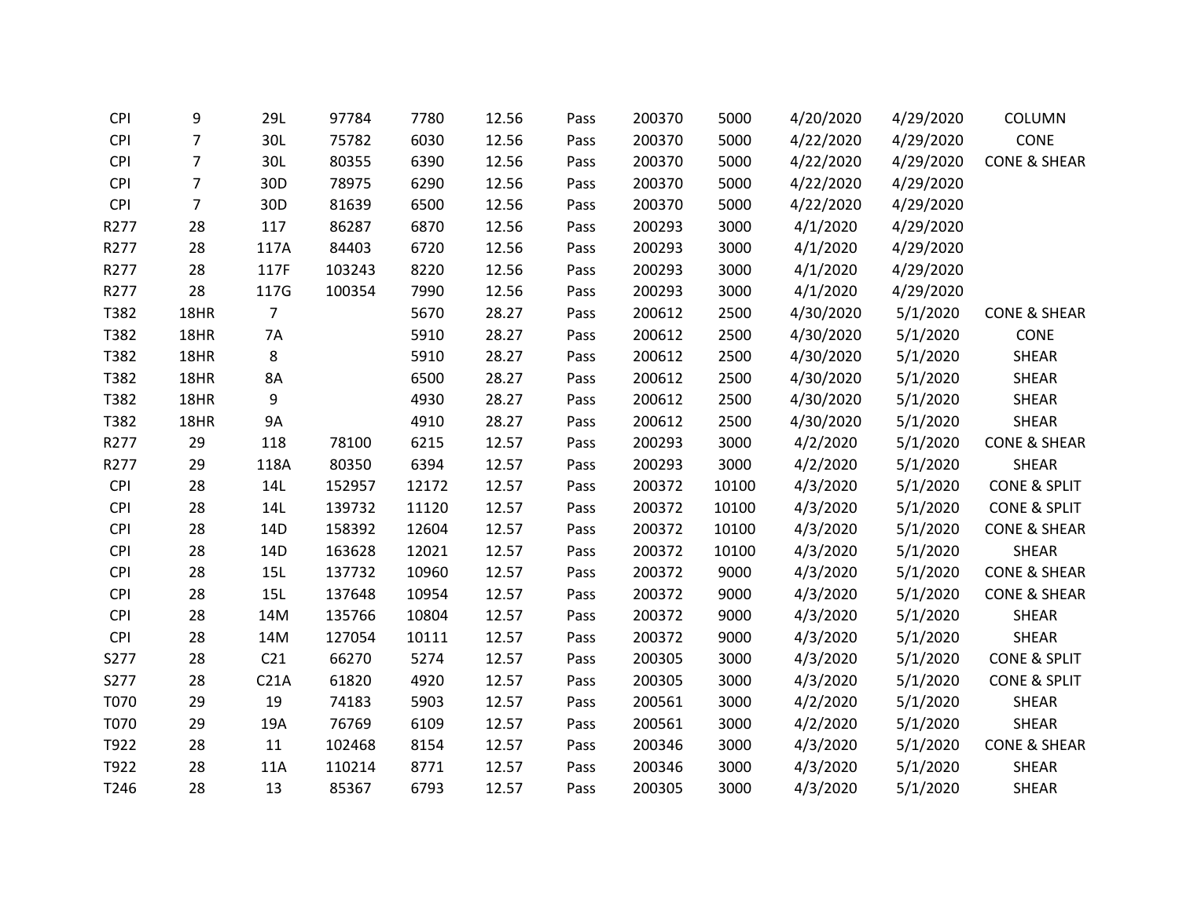| | | | | | | | | | | | |
|---|---|---|---|---|---|---|---|---|---|---|---|
| CPI | 9 | 29L | 97784 | 7780 | 12.56 | Pass | 200370 | 5000 | 4/20/2020 | 4/29/2020 | COLUMN |
| CPI | 7 | 30L | 75782 | 6030 | 12.56 | Pass | 200370 | 5000 | 4/22/2020 | 4/29/2020 | CONE |
| CPI | 7 | 30L | 80355 | 6390 | 12.56 | Pass | 200370 | 5000 | 4/22/2020 | 4/29/2020 | CONE & SHEAR |
| CPI | 7 | 30D | 78975 | 6290 | 12.56 | Pass | 200370 | 5000 | 4/22/2020 | 4/29/2020 | |
| CPI | 7 | 30D | 81639 | 6500 | 12.56 | Pass | 200370 | 5000 | 4/22/2020 | 4/29/2020 | |
| R277 | 28 | 117 | 86287 | 6870 | 12.56 | Pass | 200293 | 3000 | 4/1/2020 | 4/29/2020 | |
| R277 | 28 | 117A | 84403 | 6720 | 12.56 | Pass | 200293 | 3000 | 4/1/2020 | 4/29/2020 | |
| R277 | 28 | 117F | 103243 | 8220 | 12.56 | Pass | 200293 | 3000 | 4/1/2020 | 4/29/2020 | |
| R277 | 28 | 117G | 100354 | 7990 | 12.56 | Pass | 200293 | 3000 | 4/1/2020 | 4/29/2020 | |
| T382 | 18HR | 7 | | 5670 | 28.27 | Pass | 200612 | 2500 | 4/30/2020 | 5/1/2020 | CONE & SHEAR |
| T382 | 18HR | 7A | | 5910 | 28.27 | Pass | 200612 | 2500 | 4/30/2020 | 5/1/2020 | CONE |
| T382 | 18HR | 8 | | 5910 | 28.27 | Pass | 200612 | 2500 | 4/30/2020 | 5/1/2020 | SHEAR |
| T382 | 18HR | 8A | | 6500 | 28.27 | Pass | 200612 | 2500 | 4/30/2020 | 5/1/2020 | SHEAR |
| T382 | 18HR | 9 | | 4930 | 28.27 | Pass | 200612 | 2500 | 4/30/2020 | 5/1/2020 | SHEAR |
| T382 | 18HR | 9A | | 4910 | 28.27 | Pass | 200612 | 2500 | 4/30/2020 | 5/1/2020 | SHEAR |
| R277 | 29 | 118 | 78100 | 6215 | 12.57 | Pass | 200293 | 3000 | 4/2/2020 | 5/1/2020 | CONE & SHEAR |
| R277 | 29 | 118A | 80350 | 6394 | 12.57 | Pass | 200293 | 3000 | 4/2/2020 | 5/1/2020 | SHEAR |
| CPI | 28 | 14L | 152957 | 12172 | 12.57 | Pass | 200372 | 10100 | 4/3/2020 | 5/1/2020 | CONE & SPLIT |
| CPI | 28 | 14L | 139732 | 11120 | 12.57 | Pass | 200372 | 10100 | 4/3/2020 | 5/1/2020 | CONE & SPLIT |
| CPI | 28 | 14D | 158392 | 12604 | 12.57 | Pass | 200372 | 10100 | 4/3/2020 | 5/1/2020 | CONE & SHEAR |
| CPI | 28 | 14D | 163628 | 12021 | 12.57 | Pass | 200372 | 10100 | 4/3/2020 | 5/1/2020 | SHEAR |
| CPI | 28 | 15L | 137732 | 10960 | 12.57 | Pass | 200372 | 9000 | 4/3/2020 | 5/1/2020 | CONE & SHEAR |
| CPI | 28 | 15L | 137648 | 10954 | 12.57 | Pass | 200372 | 9000 | 4/3/2020 | 5/1/2020 | CONE & SHEAR |
| CPI | 28 | 14M | 135766 | 10804 | 12.57 | Pass | 200372 | 9000 | 4/3/2020 | 5/1/2020 | SHEAR |
| CPI | 28 | 14M | 127054 | 10111 | 12.57 | Pass | 200372 | 9000 | 4/3/2020 | 5/1/2020 | SHEAR |
| S277 | 28 | C21 | 66270 | 5274 | 12.57 | Pass | 200305 | 3000 | 4/3/2020 | 5/1/2020 | CONE & SPLIT |
| S277 | 28 | C21A | 61820 | 4920 | 12.57 | Pass | 200305 | 3000 | 4/3/2020 | 5/1/2020 | CONE & SPLIT |
| T070 | 29 | 19 | 74183 | 5903 | 12.57 | Pass | 200561 | 3000 | 4/2/2020 | 5/1/2020 | SHEAR |
| T070 | 29 | 19A | 76769 | 6109 | 12.57 | Pass | 200561 | 3000 | 4/2/2020 | 5/1/2020 | SHEAR |
| T922 | 28 | 11 | 102468 | 8154 | 12.57 | Pass | 200346 | 3000 | 4/3/2020 | 5/1/2020 | CONE & SHEAR |
| T922 | 28 | 11A | 110214 | 8771 | 12.57 | Pass | 200346 | 3000 | 4/3/2020 | 5/1/2020 | SHEAR |
| T246 | 28 | 13 | 85367 | 6793 | 12.57 | Pass | 200305 | 3000 | 4/3/2020 | 5/1/2020 | SHEAR |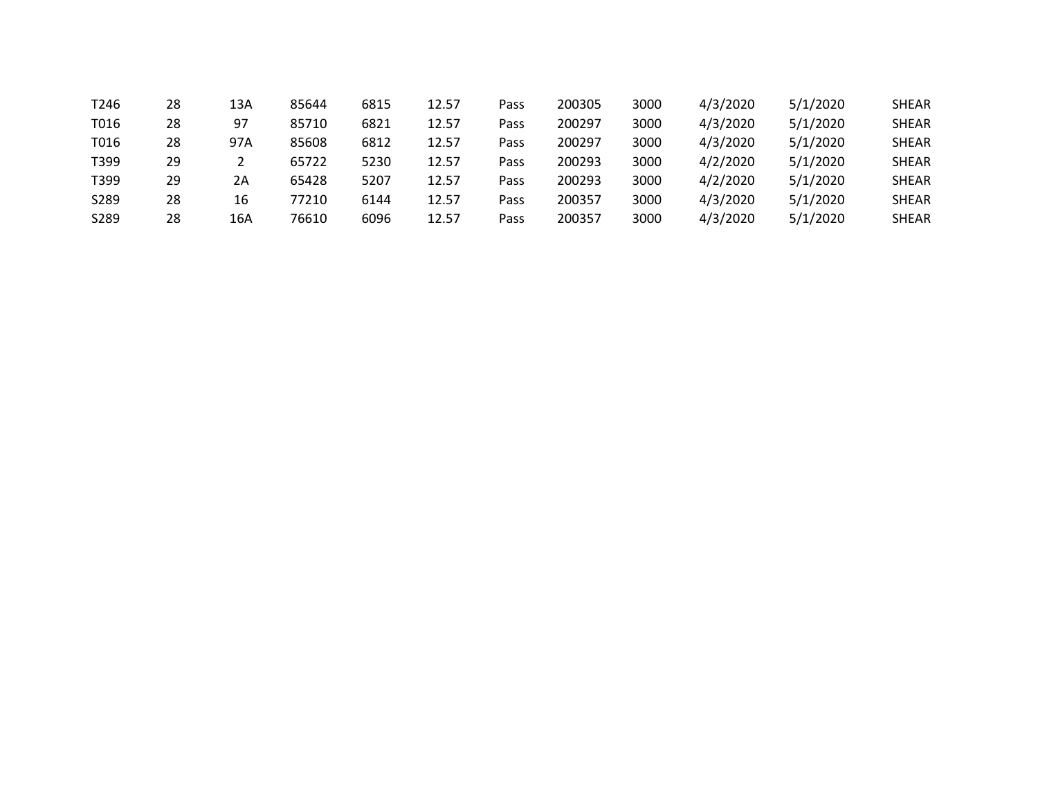| | | | | | | | | | | | |
|---|---|---|---|---|---|---|---|---|---|---|---|
| T246 | 28 | 13A | 85644 | 6815 | 12.57 | Pass | 200305 | 3000 | 4/3/2020 | 5/1/2020 | SHEAR |
| T016 | 28 | 97 | 85710 | 6821 | 12.57 | Pass | 200297 | 3000 | 4/3/2020 | 5/1/2020 | SHEAR |
| T016 | 28 | 97A | 85608 | 6812 | 12.57 | Pass | 200297 | 3000 | 4/3/2020 | 5/1/2020 | SHEAR |
| T399 | 29 | 2 | 65722 | 5230 | 12.57 | Pass | 200293 | 3000 | 4/2/2020 | 5/1/2020 | SHEAR |
| T399 | 29 | 2A | 65428 | 5207 | 12.57 | Pass | 200293 | 3000 | 4/2/2020 | 5/1/2020 | SHEAR |
| S289 | 28 | 16 | 77210 | 6144 | 12.57 | Pass | 200357 | 3000 | 4/3/2020 | 5/1/2020 | SHEAR |
| S289 | 28 | 16A | 76610 | 6096 | 12.57 | Pass | 200357 | 3000 | 4/3/2020 | 5/1/2020 | SHEAR |